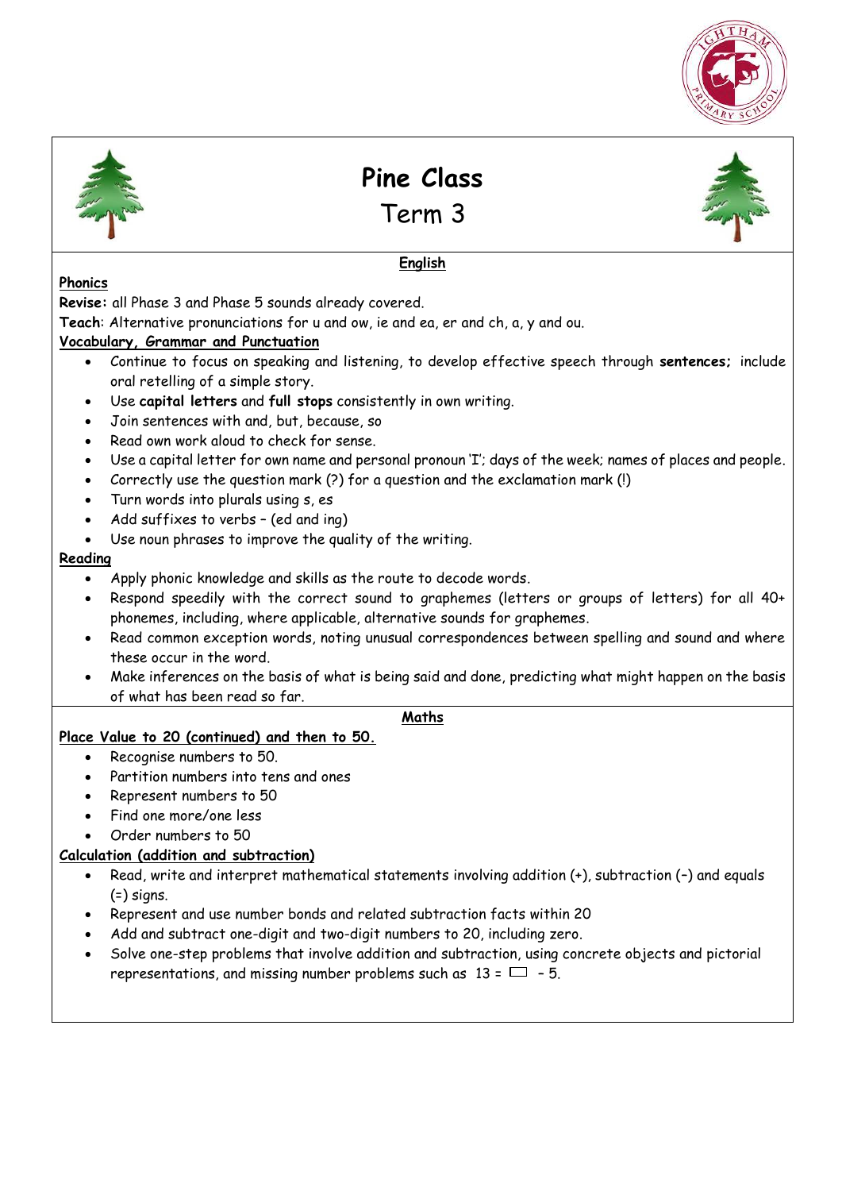# Pine Class

## Term 3

### English

**Phonics**

**Revise:** all Phase 3 and Phase 5 sounds already covered.

**Teach**: Alternative pronunciations for u and ow, ie and ea, er and ch, a, y and ou.

**Vocabulary, Grammar and Punctuation**

- Continue to focus on speaking and listening, to develop effective speech through **sentences;** include oral retelling of a simple story.
- Use **capital letters** and **full stops** consistently in own writing.
- Join sentences with and, but, because, so
- Read own work aloud to check for sense.
- Use a capital letter for own name and personal pronoun 'I'; days of the week; names of places and people.
- Correctly use the question mark (?) for a question and the exclamation mark (!)
- Turn words into plurals using s, es
- Add suffixes to verbs – (ed and ing)
- Use noun phrases to improve the quality of the writing.

**Reading**

- Apply phonic knowledge and skills as the route to decode words.
- Respond speedily with the correct sound to graphemes (letters or groups of letters) for all 40+ phonemes, including, where applicable, alternative sounds for graphemes.
- Read common exception words, noting unusual correspondences between spelling and sound and where these occur in the word.
- Make inferences on the basis of what is being said and done, predicting what might happen on the basis of what has been read so far.

### Maths

**Place Value to 20 (continued) and then to 50.**

- Recognise numbers to 50.
- Partition numbers into tens and ones
- Represent numbers to 50
- Find one more/one less
- Order numbers to 50

**Calculation (addition and subtraction)**

- Read, write and interpret mathematical statements involving addition (+), subtraction (–) and equals (=) signs.
- Represent and use number bonds and related subtraction facts within 20
- Add and subtract one-digit and two-digit numbers to 20, including zero.
- Solve one-step problems that involve addition and subtraction, using concrete objects and pictorial representations, and missing number problems such as $13 = \square - 5$.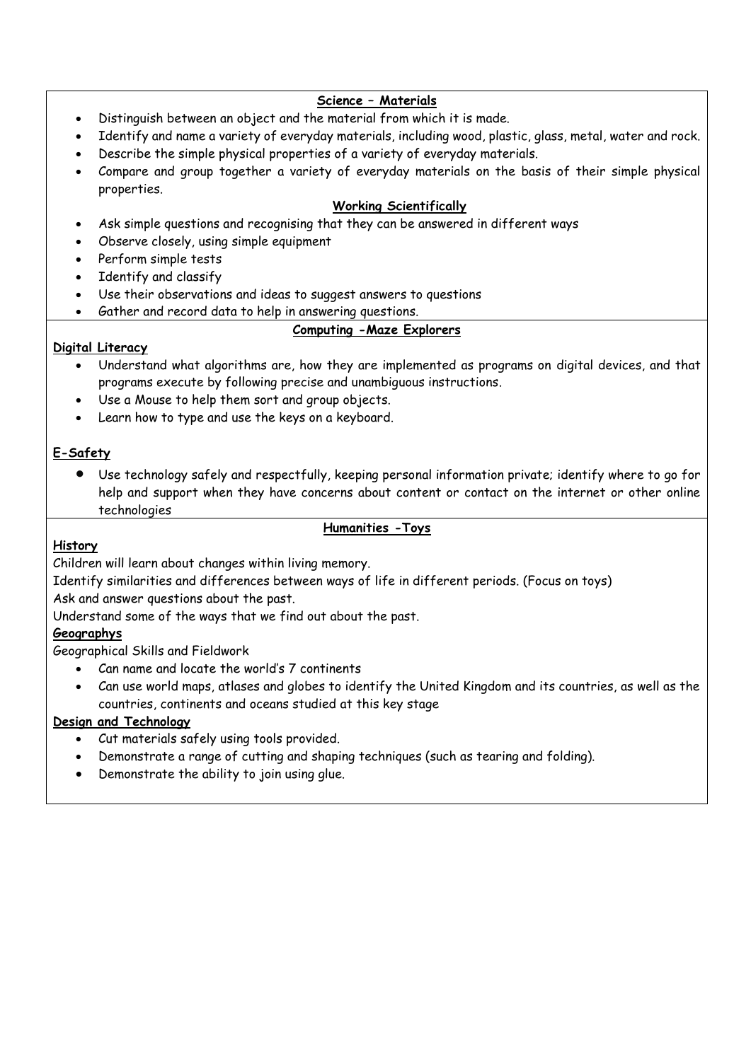## Science – Materials

- Distinguish between an object and the material from which it is made.
- Identify and name a variety of everyday materials, including wood, plastic, glass, metal, water and rock.
- Describe the simple physical properties of a variety of everyday materials.
- Compare and group together a variety of everyday materials on the basis of their simple physical properties.

### Working Scientifically

- Ask simple questions and recognising that they can be answered in different ways
- Observe closely, using simple equipment
- Perform simple tests
- Identify and classify
- Use their observations and ideas to suggest answers to questions
- Gather and record data to help in answering questions.

## Computing -Maze Explorers

### Digital Literacy

- Understand what algorithms are, how they are implemented as programs on digital devices, and that programs execute by following precise and unambiguous instructions.
- Use a Mouse to help them sort and group objects.
- Learn how to type and use the keys on a keyboard.

### E-Safety

- Use technology safely and respectfully, keeping personal information private; identify where to go for help and support when they have concerns about content or contact on the internet or other online technologies

## Humanities -Toys

### History

Children will learn about changes within living memory.

Identify similarities and differences between ways of life in different periods. (Focus on toys)

Ask and answer questions about the past.

Understand some of the ways that we find out about the past.

### Geographys

Geographical Skills and Fieldwork

- Can name and locate the world's 7 continents
- Can use world maps, atlases and globes to identify the United Kingdom and its countries, as well as the countries, continents and oceans studied at this key stage

### Design and Technology

- Cut materials safely using tools provided.
- Demonstrate a range of cutting and shaping techniques (such as tearing and folding).
- Demonstrate the ability to join using glue.